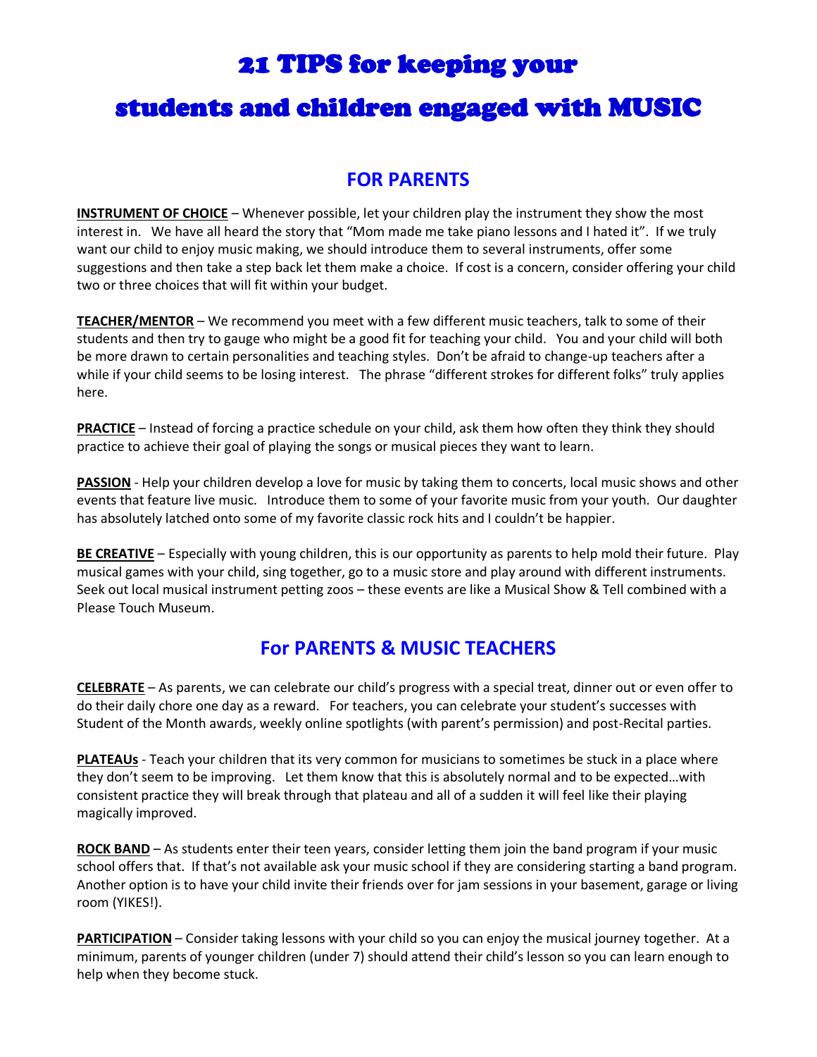# 21 TIPS for keeping your students and children engaged with MUSIC

## FOR PARENTS

**INSTRUMENT OF CHOICE** – Whenever possible, let your children play the instrument they show the most interest in. We have all heard the story that "Mom made me take piano lessons and I hated it". If we truly want our child to enjoy music making, we should introduce them to several instruments, offer some suggestions and then take a step back let them make a choice. If cost is a concern, consider offering your child two or three choices that will fit within your budget.

**TEACHER/MENTOR** – We recommend you meet with a few different music teachers, talk to some of their students and then try to gauge who might be a good fit for teaching your child. You and your child will both be more drawn to certain personalities and teaching styles. Don't be afraid to change-up teachers after a while if your child seems to be losing interest. The phrase "different strokes for different folks" truly applies here.

**PRACTICE** – Instead of forcing a practice schedule on your child, ask them how often they think they should practice to achieve their goal of playing the songs or musical pieces they want to learn.

**PASSION** - Help your children develop a love for music by taking them to concerts, local music shows and other events that feature live music. Introduce them to some of your favorite music from your youth. Our daughter has absolutely latched onto some of my favorite classic rock hits and I couldn't be happier.

**BE CREATIVE** – Especially with young children, this is our opportunity as parents to help mold their future. Play musical games with your child, sing together, go to a music store and play around with different instruments. Seek out local musical instrument petting zoos – these events are like a Musical Show & Tell combined with a Please Touch Museum.

## For PARENTS & MUSIC TEACHERS

**CELEBRATE** – As parents, we can celebrate our child's progress with a special treat, dinner out or even offer to do their daily chore one day as a reward. For teachers, you can celebrate your student's successes with Student of the Month awards, weekly online spotlights (with parent's permission) and post-Recital parties.

**PLATEAUs** - Teach your children that its very common for musicians to sometimes be stuck in a place where they don't seem to be improving. Let them know that this is absolutely normal and to be expected…with consistent practice they will break through that plateau and all of a sudden it will feel like their playing magically improved.

**ROCK BAND** – As students enter their teen years, consider letting them join the band program if your music school offers that. If that's not available ask your music school if they are considering starting a band program. Another option is to have your child invite their friends over for jam sessions in your basement, garage or living room (YIKES!).

**PARTICIPATION** – Consider taking lessons with your child so you can enjoy the musical journey together. At a minimum, parents of younger children (under 7) should attend their child's lesson so you can learn enough to help when they become stuck.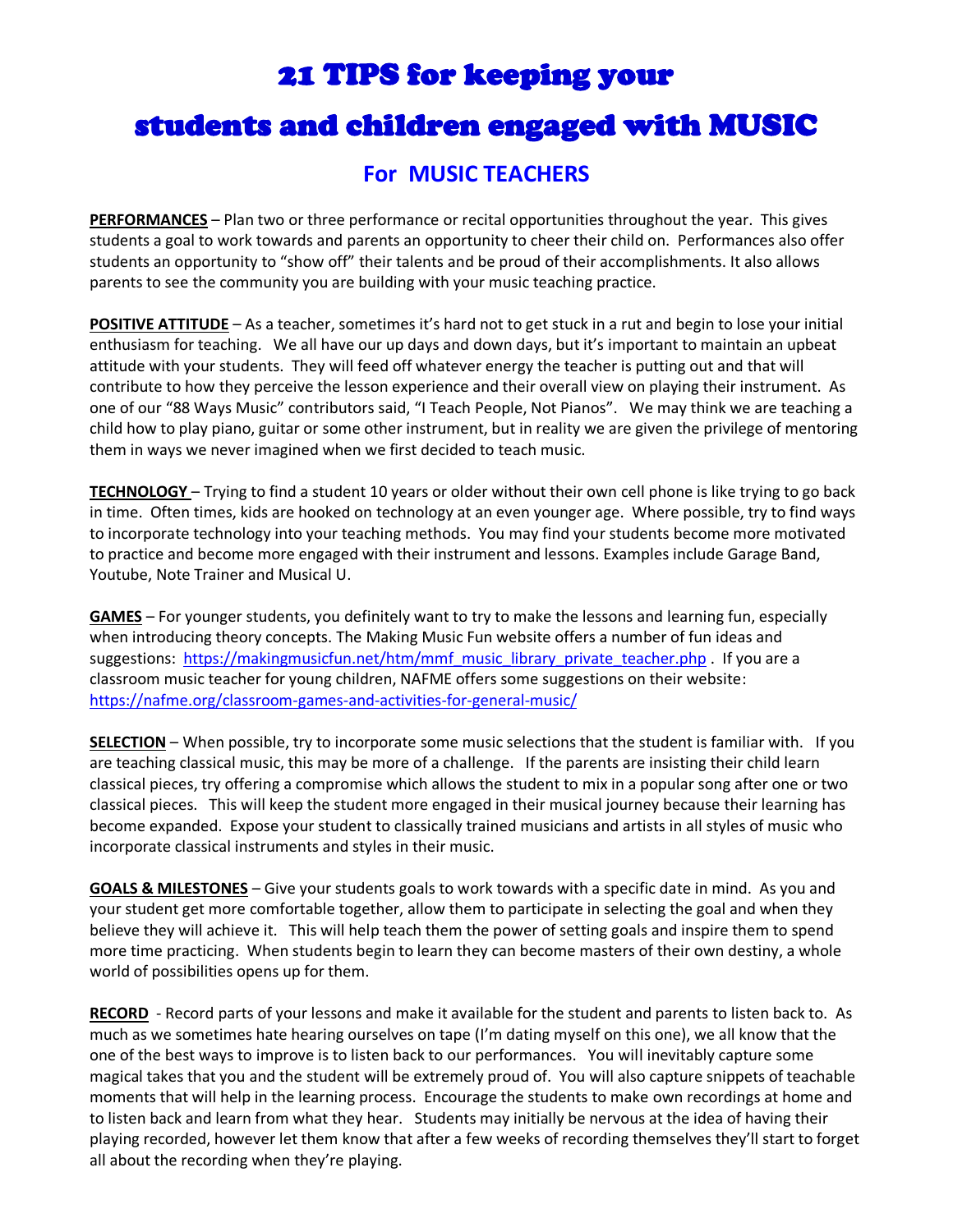#  21 TIPS for keeping your students and children engaged with MUSIC

## For MUSIC TEACHERS

**PERFORMANCES** – Plan two or three performance or recital opportunities throughout the year. This gives students a goal to work towards and parents an opportunity to cheer their child on. Performances also offer students an opportunity to "show off" their talents and be proud of their accomplishments. It also allows parents to see the community you are building with your music teaching practice.

**POSITIVE ATTITUDE** – As a teacher, sometimes it's hard not to get stuck in a rut and begin to lose your initial enthusiasm for teaching. We all have our up days and down days, but it's important to maintain an upbeat attitude with your students. They will feed off whatever energy the teacher is putting out and that will contribute to how they perceive the lesson experience and their overall view on playing their instrument. As one of our "88 Ways Music" contributors said, "I Teach People, Not Pianos". We may think we are teaching a child how to play piano, guitar or some other instrument, but in reality we are given the privilege of mentoring them in ways we never imagined when we first decided to teach music.

**TECHNOLOGY** – Trying to find a student 10 years or older without their own cell phone is like trying to go back in time. Often times, kids are hooked on technology at an even younger age. Where possible, try to find ways to incorporate technology into your teaching methods. You may find your students become more motivated to practice and become more engaged with their instrument and lessons. Examples include Garage Band, Youtube, Note Trainer and Musical U.

**GAMES** – For younger students, you definitely want to try to make the lessons and learning fun, especially when introducing theory concepts. The Making Music Fun website offers a number of fun ideas and suggestions: https://makingmusicfun.net/htm/mmf_music_library_private_teacher.php . If you are a classroom music teacher for young children, NAFME offers some suggestions on their website: https://nafme.org/classroom-games-and-activities-for-general-music/

**SELECTION** – When possible, try to incorporate some music selections that the student is familiar with. If you are teaching classical music, this may be more of a challenge. If the parents are insisting their child learn classical pieces, try offering a compromise which allows the student to mix in a popular song after one or two classical pieces. This will keep the student more engaged in their musical journey because their learning has become expanded. Expose your student to classically trained musicians and artists in all styles of music who incorporate classical instruments and styles in their music.

**GOALS & MILESTONES** – Give your students goals to work towards with a specific date in mind. As you and your student get more comfortable together, allow them to participate in selecting the goal and when they believe they will achieve it. This will help teach them the power of setting goals and inspire them to spend more time practicing. When students begin to learn they can become masters of their own destiny, a whole world of possibilities opens up for them.

**RECORD** - Record parts of your lessons and make it available for the student and parents to listen back to. As much as we sometimes hate hearing ourselves on tape (I'm dating myself on this one), we all know that the one of the best ways to improve is to listen back to our performances. You will inevitably capture some magical takes that you and the student will be extremely proud of. You will also capture snippets of teachable moments that will help in the learning process. Encourage the students to make own recordings at home and to listen back and learn from what they hear. Students may initially be nervous at the idea of having their playing recorded, however let them know that after a few weeks of recording themselves they'll start to forget all about the recording when they're playing.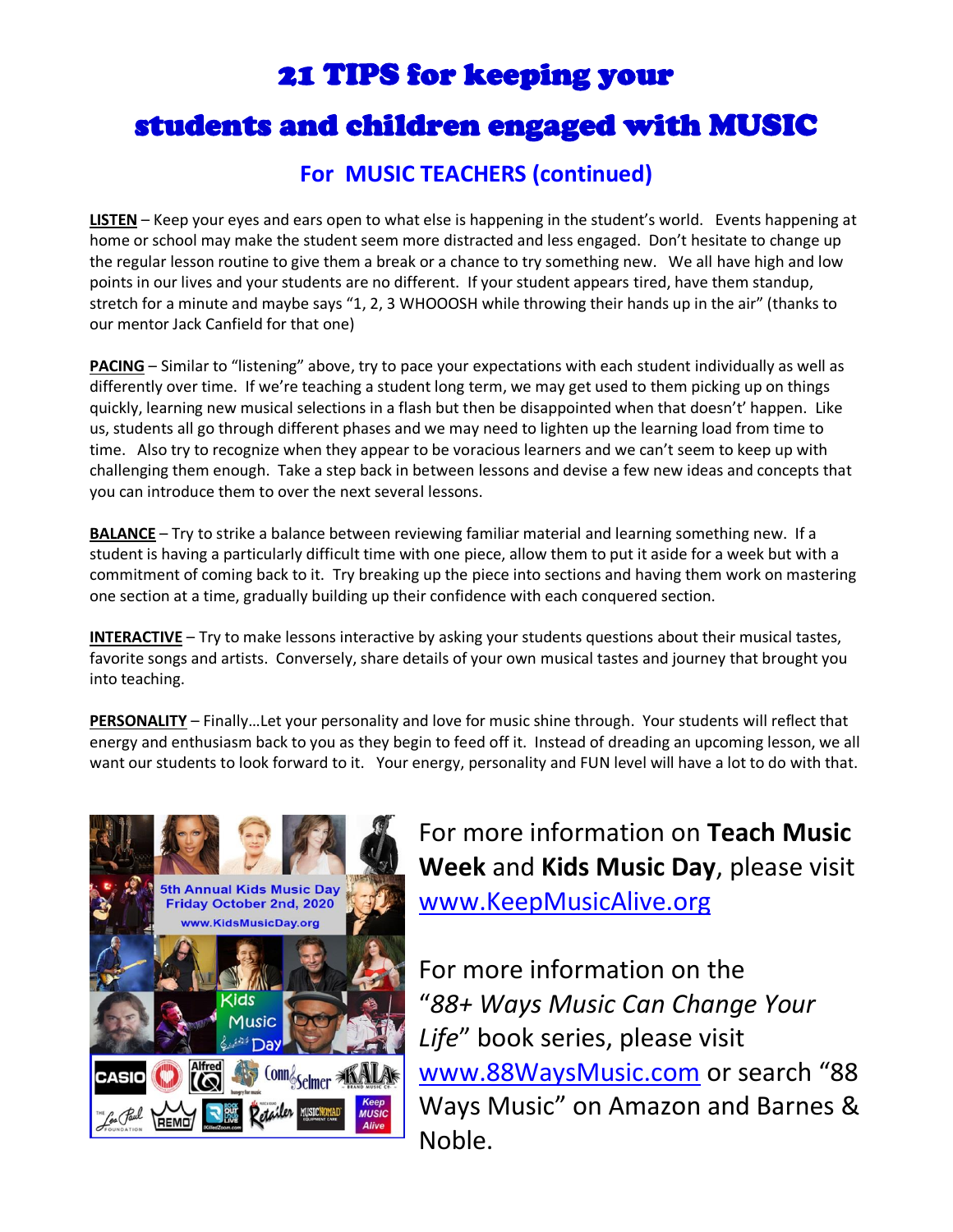# 21 TIPS for keeping your students and children engaged with MUSIC

## For MUSIC TEACHERS (continued)

**LISTEN** – Keep your eyes and ears open to what else is happening in the student's world. Events happening at home or school may make the student seem more distracted and less engaged. Don't hesitate to change up the regular lesson routine to give them a break or a chance to try something new. We all have high and low points in our lives and your students are no different. If your student appears tired, have them standup, stretch for a minute and maybe says "1, 2, 3 WHOOOSH while throwing their hands up in the air" (thanks to our mentor Jack Canfield for that one)

**PACING** – Similar to "listening" above, try to pace your expectations with each student individually as well as differently over time. If we're teaching a student long term, we may get used to them picking up on things quickly, learning new musical selections in a flash but then be disappointed when that doesn't' happen. Like us, students all go through different phases and we may need to lighten up the learning load from time to time. Also try to recognize when they appear to be voracious learners and we can't seem to keep up with challenging them enough. Take a step back in between lessons and devise a few new ideas and concepts that you can introduce them to over the next several lessons.

**BALANCE** – Try to strike a balance between reviewing familiar material and learning something new. If a student is having a particularly difficult time with one piece, allow them to put it aside for a week but with a commitment of coming back to it. Try breaking up the piece into sections and having them work on mastering one section at a time, gradually building up their confidence with each conquered section.

**INTERACTIVE** – Try to make lessons interactive by asking your students questions about their musical tastes, favorite songs and artists. Conversely, share details of your own musical tastes and journey that brought you into teaching.

**PERSONALITY** – Finally…Let your personality and love for music shine through. Your students will reflect that energy and enthusiasm back to you as they begin to feed off it. Instead of dreading an upcoming lesson, we all want our students to look forward to it. Your energy, personality and FUN level will have a lot to do with that.

5th Annual Kids Music Day
Friday October 2nd, 2020
www.KidsMusicDay.org

For more information on **Teach Music Week** and **Kids Music Day**, please visit www.KeepMusicAlive.org

For more information on the "*88+ Ways Music Can Change Your Life*" book series, please visit www.88WaysMusic.com or search "88 Ways Music" on Amazon and Barnes & Noble.